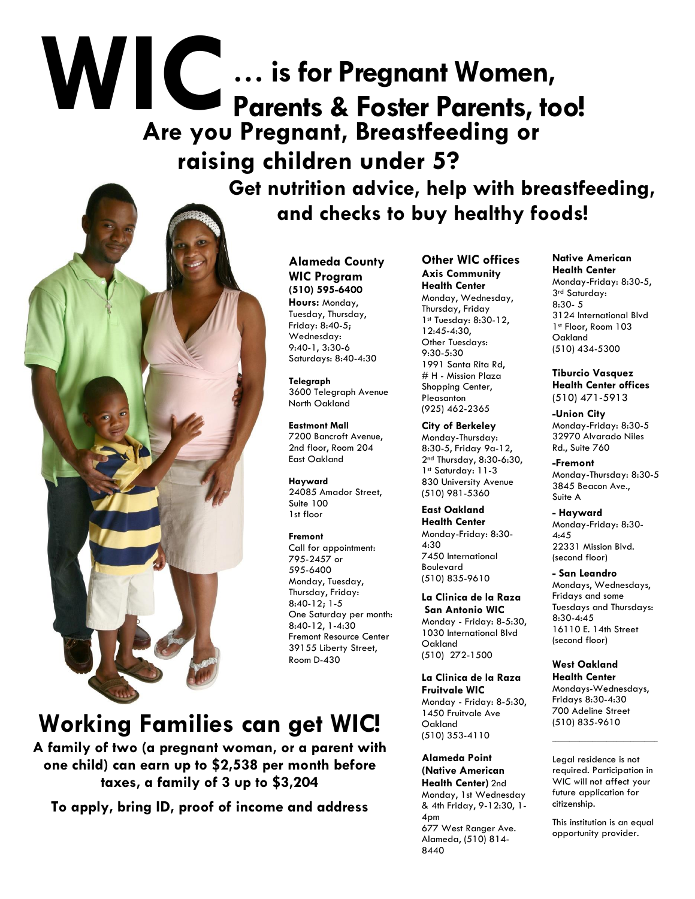# WIC … is for Pregnant Women, Parents & Foster Parents, too!

## Are you Pregnant, Breastfeeding or raising children under 5?

### Get nutrition advice, help with breastfeeding, and checks to buy healthy foods!

**Alameda County WIC Program**
**(510) 595-6400**
**Hours:** Monday, Tuesday, Thursday, Friday: 8:40-5; Wednesday: 9:40-1, 3:30-6
Saturdays: 8:40-4:30

**Telegraph**
3600 Telegraph Avenue
North Oakland

**Eastmont Mall**
7200 Bancroft Avenue, 2nd floor, Room 204
East Oakland

**Hayward**
24085 Amador Street, Suite 100
1st floor

**Fremont**
Call for appointment: 795-2457 or 595-6400
Monday, Tuesday, Thursday, Friday: 8:40-12; 1-5
One Saturday per month: 8:40-12, 1-4:30
Fremont Resource Center
39155 Liberty Street, Room D-430

**Other WIC offices**

**Axis Community Health Center**
Monday, Wednesday, Thursday, Friday
1st Tuesday: 8:30-12, 12:45-4:30,
Other Tuesdays: 9:30-5:30
1991 Santa Rita Rd, # H - Mission Plaza Shopping Center, Pleasanton
(925) 462-2365

**City of Berkeley**
Monday-Thursday: 8:30-5, Friday 9a-12, 2nd Thursday, 8:30-6:30, 1st Saturday: 11-3
830 University Avenue
(510) 981-5360

**East Oakland Health Center**
Monday-Friday: 8:30-4:30
7450 International Boulevard
(510) 835-9610

**La Clinica de la Raza San Antonio WIC**
Monday - Friday: 8-5:30,
1030 International Blvd
Oakland
(510) 272-1500

**La Clinica de la Raza Fruitvale WIC**
Monday - Friday: 8-5:30,
1450 Fruitvale Ave
Oakland
(510) 353-4110

**Alameda Point (Native American Health Center)** 2nd Monday, 1st Wednesday & 4th Friday, 9-12:30, 1-4pm
677 West Ranger Ave.
Alameda, (510) 814-8440

**Native American Health Center**
Monday-Friday: 8:30-5,
3rd Saturday: 8:30- 5
3124 International Blvd
1st Floor, Room 103
Oakland
(510) 434-5300

**Tiburcio Vasquez Health Center offices**
(510) 471-5913

**-Union City**
Monday-Friday: 8:30-5
32970 Alvarado Niles Rd., Suite 760

**-Fremont**
Monday-Thursday: 8:30-5
3845 Beacon Ave., Suite A

**- Hayward**
Monday-Friday: 8:30-4:45
22331 Mission Blvd. (second floor)

**- San Leandro**
Mondays, Wednesdays, Fridays and some Tuesdays and Thursdays: 8:30-4:45
16110 E. 14th Street (second floor)

**West Oakland Health Center**
Mondays-Wednesdays, Fridays 8:30-4:30
700 Adeline Street
(510) 835-9610

Legal residence is not required. Participation in WIC will not affect your future application for citizenship.

This institution is an equal opportunity provider.

## Working Families can get WIC!

**A family of two (a pregnant woman, or a parent with one child) can earn up to $2,538 per month before taxes, a family of 3 up to $3,204**

**To apply, bring ID, proof of income and address**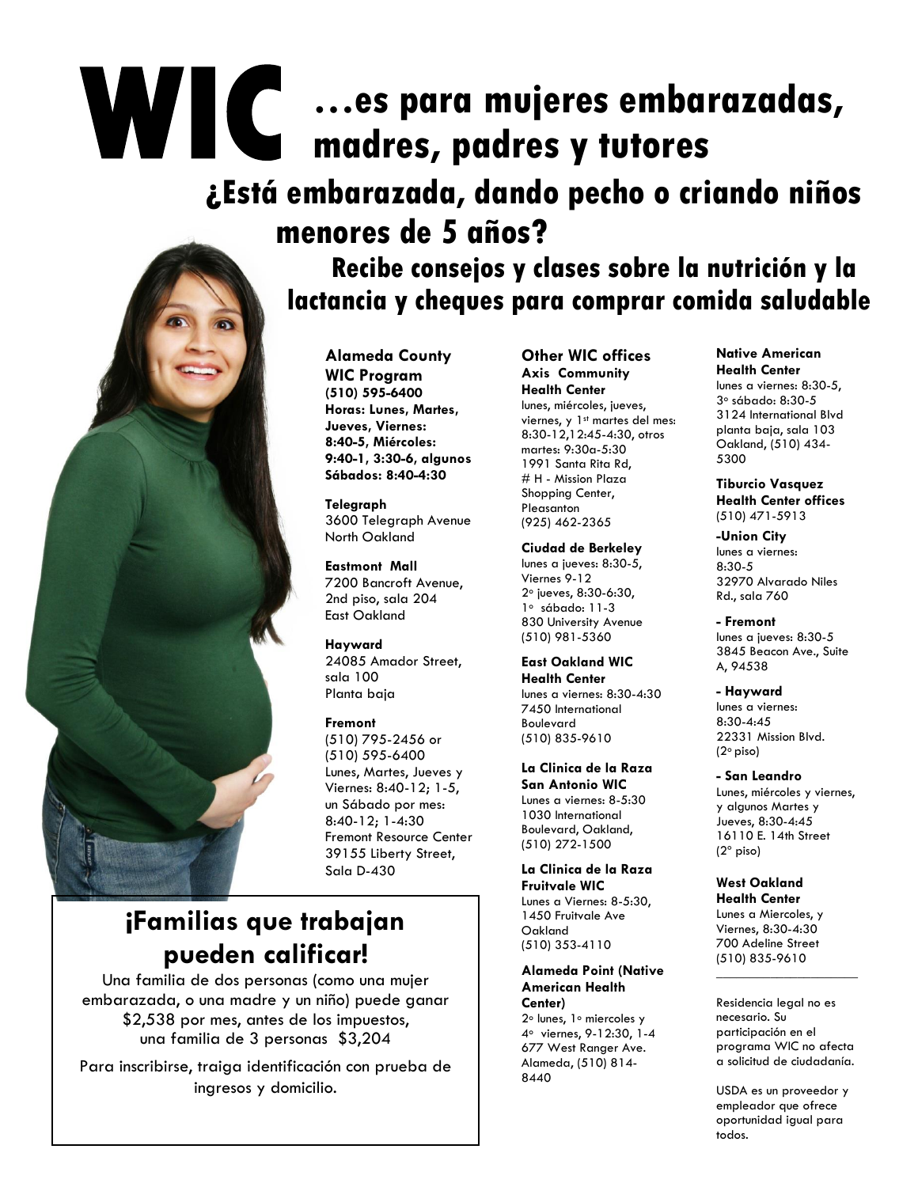# WIC …es para mujeres embarazadas, madres, padres y tutores

## ¿Está embarazada, dando pecho o criando niños menores de 5 años?

### Recibe consejos y clases sobre la nutrición y la lactancia y cheques para comprar comida saludable

**Alameda County WIC Program**
**(510) 595-6400**
**Horas: Lunes, Martes, Jueves, Viernes: 8:40-5, Miércoles: 9:40-1, 3:30-6, algunos Sábados: 8:40-4:30**

**Telegraph**
3600 Telegraph Avenue
North Oakland

**Eastmont Mall**
7200 Bancroft Avenue, 2nd piso, sala 204
East Oakland

**Hayward**
24085 Amador Street, sala 100
Planta baja

**Fremont**
(510) 795-2456 or
(510) 595-6400
Lunes, Martes, Jueves y Viernes: 8:40-12; 1-5, un Sábado por mes: 8:40-12; 1-4:30
Fremont Resource Center
39155 Liberty Street, Sala D-430

**Other WIC offices**

**Axis Community Health Center**
lunes, miércoles, jueves, viernes, y 1st martes del mes: 8:30-12,12:45-4:30, otros martes: 9:30a-5:30
1991 Santa Rita Rd, # H - Mission Plaza Shopping Center, Pleasanton
(925) 462-2365

**Ciudad de Berkeley**
lunes a jueves: 8:30-5, Viernes 9-12
2º jueves, 8:30-6:30, 1º sábado: 11-3
830 University Avenue
(510) 981-5360

**East Oakland WIC Health Center**
lunes a viernes: 8:30-4:30
7450 International Boulevard
(510) 835-9610

**La Clinica de la Raza San Antonio WIC**
Lunes a viernes: 8-5:30
1030 International Boulevard, Oakland,
(510) 272-1500

**La Clinica de la Raza Fruitvale WIC**
Lunes a Viernes: 8-5:30,
1450 Fruitvale Ave Oakland
(510) 353-4110

**Alameda Point (Native American Health Center)**
2º lunes, 1º miercoles y 4º viernes, 9-12:30, 1-4
677 West Ranger Ave. Alameda, (510) 814-8440

**Native American Health Center**
lunes a viernes: 8:30-5, 3º sábado: 8:30-5
3124 International Blvd planta baja, sala 103
Oakland, (510) 434-5300

**Tiburcio Vasquez Health Center offices**
(510) 471-5913

**-Union City**
lunes a viernes: 8:30-5
32970 Alvarado Niles Rd., sala 760

**- Fremont**
lunes a jueves: 8:30-5
3845 Beacon Ave., Suite A, 94538

**- Hayward**
lunes a viernes: 8:30-4:45
22331 Mission Blvd. (2º piso)

**- San Leandro**
Lunes, miércoles y viernes, y algunos Martes y Jueves, 8:30-4:45
16110 E. 14th Street (2º piso)

**West Oakland Health Center**
Lunes a Miercoles, y Viernes, 8:30-4:30
700 Adeline Street
(510) 835-9610

---

Residencia legal no es necesario. Su participación en el programa WIC no afecta a solicitud de ciudadanía.

USDA es un proveedor y empleador que ofrece oportunidad igual para todos.

## ¡Familias que trabajan pueden calificar!

Una familia de dos personas (como una mujer embarazada, o una madre y un niño) puede ganar $2,538 por mes, antes de los impuestos, una familia de 3 personas $3,204

Para inscribirse, traiga identificación con prueba de ingresos y domicilio.